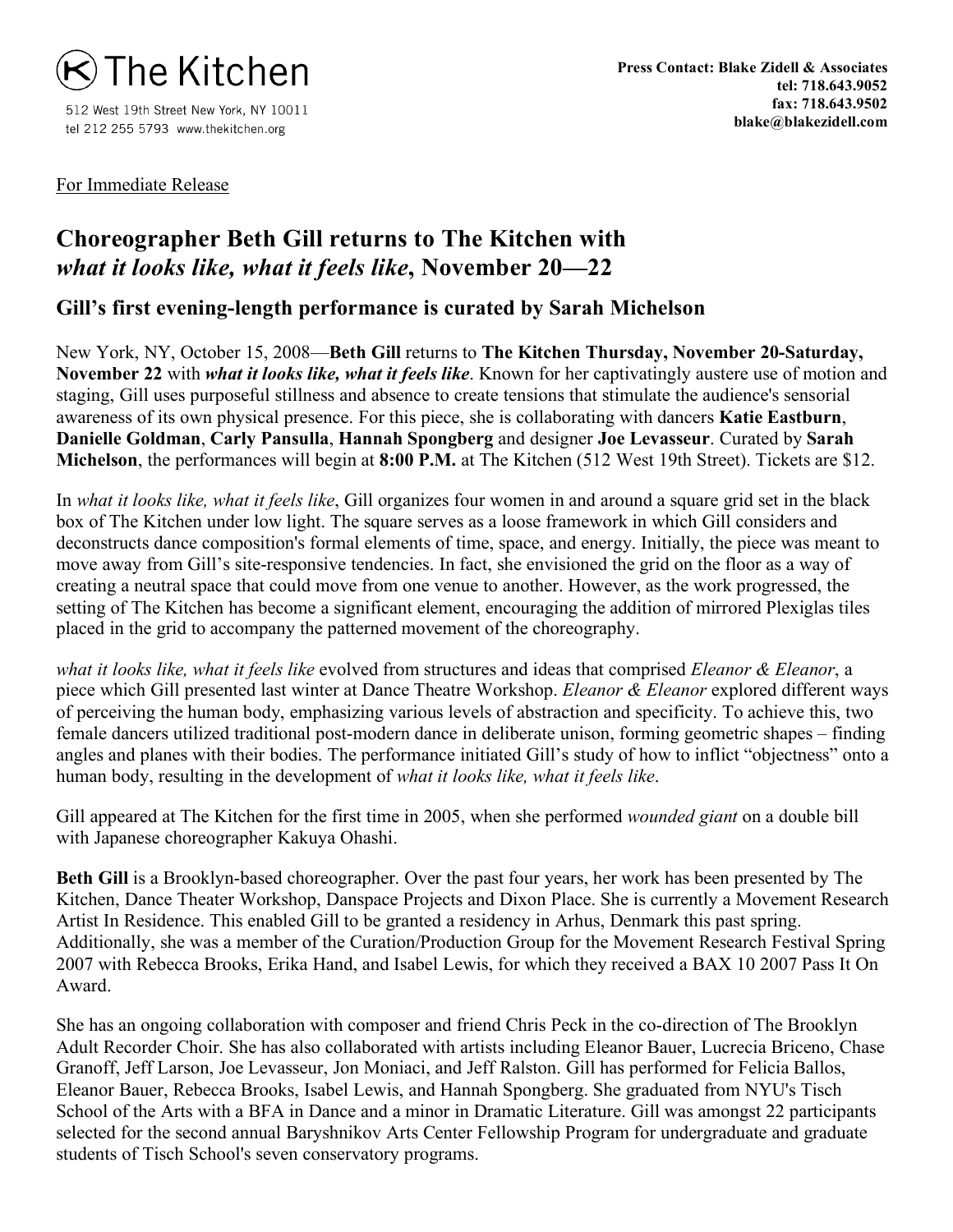The Kitchen

512 West 19th Street New York, NY 10011
tel 212 255 5793 www.thekitchen.org

**Press Contact: Blake Zidell & Associates**
**tel: 718.643.9052**
**fax: 718.643.9502**
**blake@blakezidell.com**

For Immediate Release

# Choreographer Beth Gill returns to The Kitchen with *what it looks like, what it feels like*, November 20—22

## Gill's first evening-length performance is curated by Sarah Michelson

New York, NY, October 15, 2008—**Beth Gill** returns to **The Kitchen Thursday, November 20-Saturday, November 22** with ***what it looks like, what it feels like***. Known for her captivatingly austere use of motion and staging, Gill uses purposeful stillness and absence to create tensions that stimulate the audience's sensorial awareness of its own physical presence. For this piece, she is collaborating with dancers **Katie Eastburn**, **Danielle Goldman**, **Carly Pansulla**, **Hannah Spongberg** and designer **Joe Levasseur**. Curated by **Sarah Michelson**, the performances will begin at **8:00 P.M.** at The Kitchen (512 West 19th Street). Tickets are $12.

In *what it looks like, what it feels like*, Gill organizes four women in and around a square grid set in the black box of The Kitchen under low light. The square serves as a loose framework in which Gill considers and deconstructs dance composition's formal elements of time, space, and energy. Initially, the piece was meant to move away from Gill's site-responsive tendencies. In fact, she envisioned the grid on the floor as a way of creating a neutral space that could move from one venue to another. However, as the work progressed, the setting of The Kitchen has become a significant element, encouraging the addition of mirrored Plexiglas tiles placed in the grid to accompany the patterned movement of the choreography.

*what it looks like, what it feels like* evolved from structures and ideas that comprised *Eleanor & Eleanor*, a piece which Gill presented last winter at Dance Theatre Workshop. *Eleanor & Eleanor* explored different ways of perceiving the human body, emphasizing various levels of abstraction and specificity. To achieve this, two female dancers utilized traditional post-modern dance in deliberate unison, forming geometric shapes – finding angles and planes with their bodies. The performance initiated Gill's study of how to inflict "objectness" onto a human body, resulting in the development of *what it looks like, what it feels like*.

Gill appeared at The Kitchen for the first time in 2005, when she performed *wounded giant* on a double bill with Japanese choreographer Kakuya Ohashi.

**Beth Gill** is a Brooklyn-based choreographer. Over the past four years, her work has been presented by The Kitchen, Dance Theater Workshop, Danspace Projects and Dixon Place. She is currently a Movement Research Artist In Residence. This enabled Gill to be granted a residency in Arhus, Denmark this past spring. Additionally, she was a member of the Curation/Production Group for the Movement Research Festival Spring 2007 with Rebecca Brooks, Erika Hand, and Isabel Lewis, for which they received a BAX 10 2007 Pass It On Award.

She has an ongoing collaboration with composer and friend Chris Peck in the co-direction of The Brooklyn Adult Recorder Choir. She has also collaborated with artists including Eleanor Bauer, Lucrecia Briceno, Chase Granoff, Jeff Larson, Joe Levasseur, Jon Moniaci, and Jeff Ralston. Gill has performed for Felicia Ballos, Eleanor Bauer, Rebecca Brooks, Isabel Lewis, and Hannah Spongberg. She graduated from NYU's Tisch School of the Arts with a BFA in Dance and a minor in Dramatic Literature. Gill was amongst 22 participants selected for the second annual Baryshnikov Arts Center Fellowship Program for undergraduate and graduate students of Tisch School's seven conservatory programs.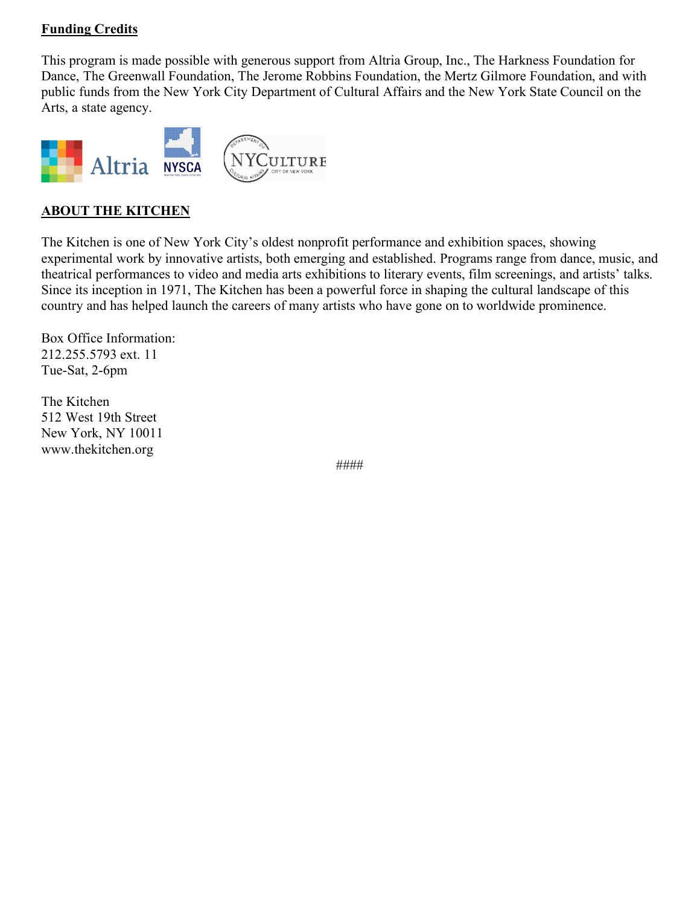**Funding Credits**

This program is made possible with generous support from Altria Group, Inc., The Harkness Foundation for Dance, The Greenwall Foundation, The Jerome Robbins Foundation, the Mertz Gilmore Foundation, and with public funds from the New York City Department of Cultural Affairs and the New York State Council on the Arts, a state agency.

**ABOUT THE KITCHEN**

The Kitchen is one of New York City's oldest nonprofit performance and exhibition spaces, showing experimental work by innovative artists, both emerging and established. Programs range from dance, music, and theatrical performances to video and media arts exhibitions to literary events, film screenings, and artists' talks. Since its inception in 1971, The Kitchen has been a powerful force in shaping the cultural landscape of this country and has helped launch the careers of many artists who have gone on to worldwide prominence.

Box Office Information:
212.255.5793 ext. 11
Tue-Sat, 2-6pm

The Kitchen
512 West 19th Street
New York, NY 10011
www.thekitchen.org

####